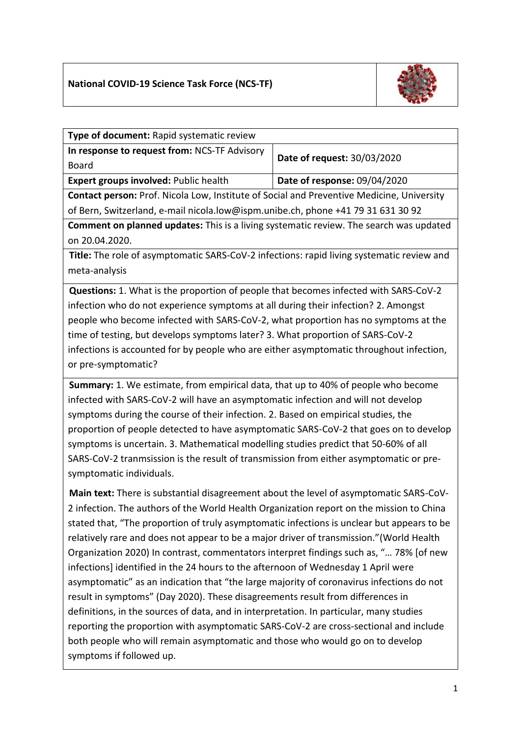**National COVID-19 Science Task Force (NCS-TF)**

| | |
|---|---|
| **Type of document:** Rapid systematic review | |
| **In response to request from:** NCS-TF Advisory Board | **Date of request:** 30/03/2020 |
| **Expert groups involved:** Public health | **Date of response:** 09/04/2020 |
| **Contact person:** Prof. Nicola Low, Institute of Social and Preventive Medicine, University of Bern, Switzerland, e-mail nicola.low@ispm.unibe.ch, phone +41 79 31 631 30 92 | |
| **Comment on planned updates:** This is a living systematic review. The search was updated on 20.04.2020. | |
| **Title:** The role of asymptomatic SARS-CoV-2 infections: rapid living systematic review and meta-analysis | |

**Questions:** 1. What is the proportion of people that becomes infected with SARS-CoV-2 infection who do not experience symptoms at all during their infection? 2. Amongst people who become infected with SARS-CoV-2, what proportion has no symptoms at the time of testing, but develops symptoms later? 3. What proportion of SARS-CoV-2 infections is accounted for by people who are either asymptomatic throughout infection, or pre-symptomatic?

**Summary:** 1. We estimate, from empirical data, that up to 40% of people who become infected with SARS-CoV-2 will have an asymptomatic infection and will not develop symptoms during the course of their infection. 2. Based on empirical studies, the proportion of people detected to have asymptomatic SARS-CoV-2 that goes on to develop symptoms is uncertain. 3. Mathematical modelling studies predict that 50-60% of all SARS-CoV-2 tranmsission is the result of transmission from either asymptomatic or pre-symptomatic individuals.

**Main text:** There is substantial disagreement about the level of asymptomatic SARS-CoV-2 infection. The authors of the World Health Organization report on the mission to China stated that, "The proportion of truly asymptomatic infections is unclear but appears to be relatively rare and does not appear to be a major driver of transmission."(World Health Organization 2020) In contrast, commentators interpret findings such as, "… 78% [of new infections] identified in the 24 hours to the afternoon of Wednesday 1 April were asymptomatic" as an indication that "the large majority of coronavirus infections do not result in symptoms" (Day 2020). These disagreements result from differences in definitions, in the sources of data, and in interpretation. In particular, many studies reporting the proportion with asymptomatic SARS-CoV-2 are cross-sectional and include both people who will remain asymptomatic and those who would go on to develop symptoms if followed up.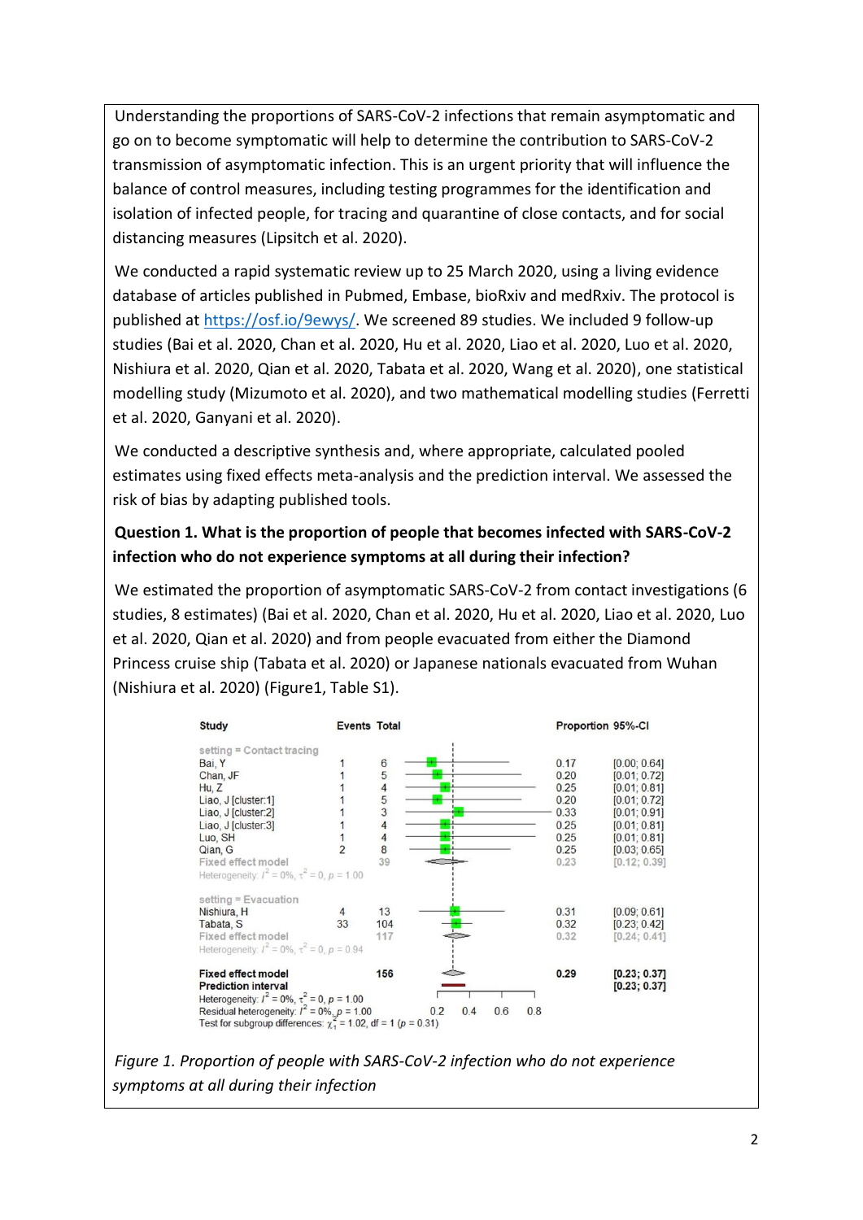Understanding the proportions of SARS-CoV-2 infections that remain asymptomatic and go on to become symptomatic will help to determine the contribution to SARS-CoV-2 transmission of asymptomatic infection. This is an urgent priority that will influence the balance of control measures, including testing programmes for the identification and isolation of infected people, for tracing and quarantine of close contacts, and for social distancing measures (Lipsitch et al. 2020).

We conducted a rapid systematic review up to 25 March 2020, using a living evidence database of articles published in Pubmed, Embase, bioRxiv and medRxiv. The protocol is published at https://osf.io/9ewys/. We screened 89 studies. We included 9 follow-up studies (Bai et al. 2020, Chan et al. 2020, Hu et al. 2020, Liao et al. 2020, Luo et al. 2020, Nishiura et al. 2020, Qian et al. 2020, Tabata et al. 2020, Wang et al. 2020), one statistical modelling study (Mizumoto et al. 2020), and two mathematical modelling studies (Ferretti et al. 2020, Ganyani et al. 2020).

We conducted a descriptive synthesis and, where appropriate, calculated pooled estimates using fixed effects meta-analysis and the prediction interval. We assessed the risk of bias by adapting published tools.

**Question 1. What is the proportion of people that becomes infected with SARS-CoV-2 infection who do not experience symptoms at all during their infection?**

We estimated the proportion of asymptomatic SARS-CoV-2 from contact investigations (6 studies, 8 estimates) (Bai et al. 2020, Chan et al. 2020, Hu et al. 2020, Liao et al. 2020, Luo et al. 2020, Qian et al. 2020) and from people evacuated from either the Diamond Princess cruise ship (Tabata et al. 2020) or Japanese nationals evacuated from Wuhan (Nishiura et al. 2020) (Figure1, Table S1).

Study | Events | Total | Proportion | 95%-CI

setting = Contact tracing
Bai, Y 1 6 0.17 [0.00; 0.64]
Chan, JF 1 5 0.20 [0.01; 0.72]
Hu, Z 1 4 0.25 [0.01; 0.81]
Liao, J [cluster:1] 1 5 0.20 [0.01; 0.72]
Liao, J [cluster:2] 1 3 0.33 [0.01; 0.91]
Liao, J [cluster:3] 1 4 0.25 [0.01; 0.81]
Luo, SH 1 4 0.25 [0.01; 0.81]
Qian, G 2 8 0.25 [0.03; 0.65]
Fixed effect model 39 0.23 [0.12; 0.39]
Heterogeneity: $I^2 = 0\%$, $\tau^2 = 0$, $p = 1.00$

setting = Evacuation
Nishiura, H 4 13 0.31 [0.09; 0.61]
Tabata, S 33 104 0.32 [0.23; 0.42]
Fixed effect model 117 0.32 [0.24; 0.41]
Heterogeneity: $I^2 = 0\%$, $\tau^2 = 0$, $p = 0.94$

Fixed effect model 156 0.29 [0.23; 0.37]
Prediction interval [0.23; 0.37]
Heterogeneity: $I^2 = 0\%$, $\tau^2 = 0$, $p = 1.00$
Residual heterogeneity: $I^2 = 0\%$, $p = 1.00$
Test for subgroup differences: $\chi^2_1 = 1.02$, df = 1 ($p = 0.31$)

0.2 0.4 0.6 0.8

*Figure 1. Proportion of people with SARS-CoV-2 infection who do not experience symptoms at all during their infection*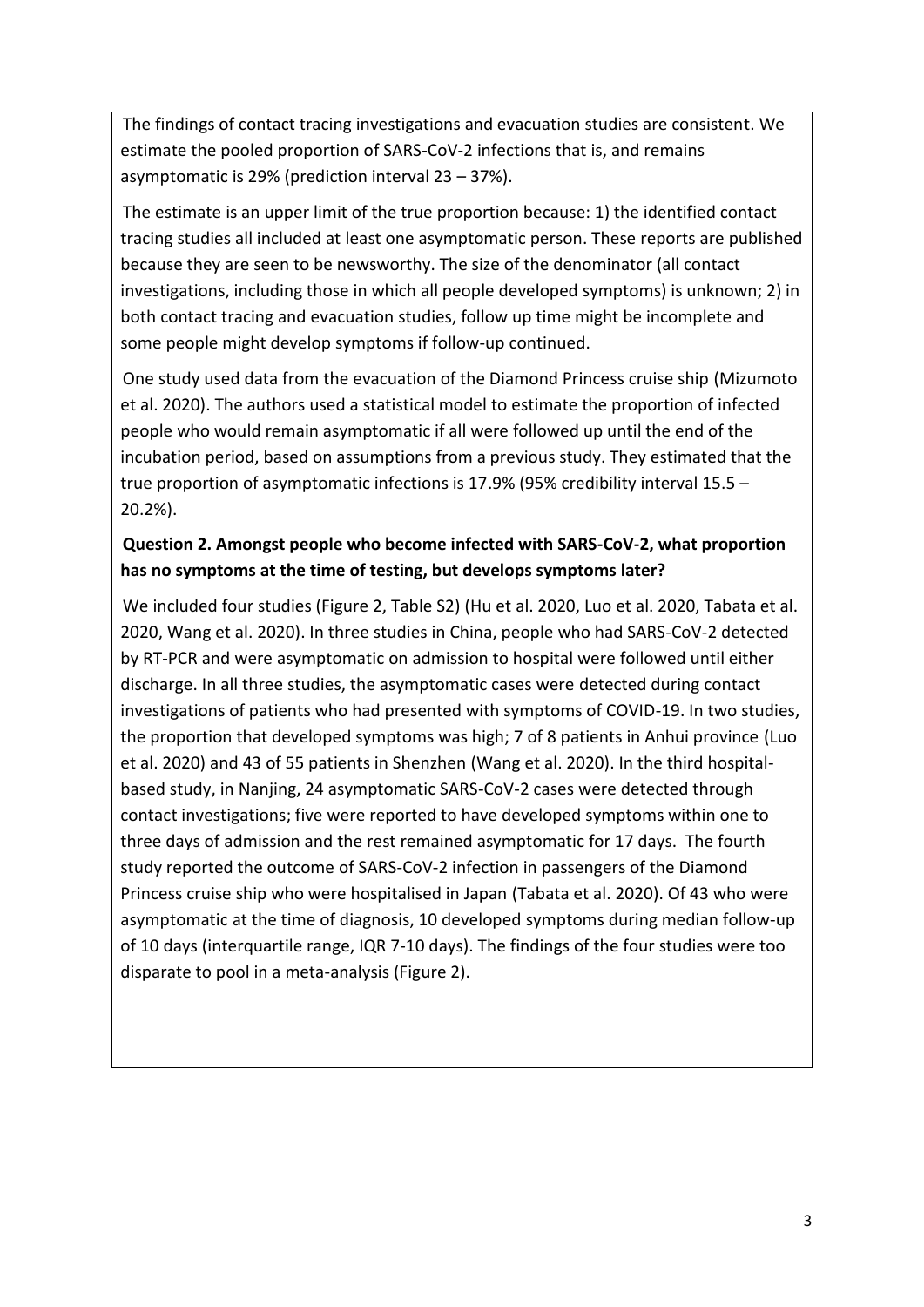The findings of contact tracing investigations and evacuation studies are consistent. We estimate the pooled proportion of SARS-CoV-2 infections that is, and remains asymptomatic is 29% (prediction interval 23 – 37%).

The estimate is an upper limit of the true proportion because: 1) the identified contact tracing studies all included at least one asymptomatic person. These reports are published because they are seen to be newsworthy. The size of the denominator (all contact investigations, including those in which all people developed symptoms) is unknown; 2) in both contact tracing and evacuation studies, follow up time might be incomplete and some people might develop symptoms if follow-up continued.

One study used data from the evacuation of the Diamond Princess cruise ship (Mizumoto et al. 2020). The authors used a statistical model to estimate the proportion of infected people who would remain asymptomatic if all were followed up until the end of the incubation period, based on assumptions from a previous study. They estimated that the true proportion of asymptomatic infections is 17.9% (95% credibility interval 15.5 – 20.2%).

**Question 2. Amongst people who become infected with SARS-CoV-2, what proportion has no symptoms at the time of testing, but develops symptoms later?**

We included four studies (Figure 2, Table S2) (Hu et al. 2020, Luo et al. 2020, Tabata et al. 2020, Wang et al. 2020). In three studies in China, people who had SARS-CoV-2 detected by RT-PCR and were asymptomatic on admission to hospital were followed until either discharge. In all three studies, the asymptomatic cases were detected during contact investigations of patients who had presented with symptoms of COVID-19. In two studies, the proportion that developed symptoms was high; 7 of 8 patients in Anhui province (Luo et al. 2020) and 43 of 55 patients in Shenzhen (Wang et al. 2020). In the third hospital-based study, in Nanjing, 24 asymptomatic SARS-CoV-2 cases were detected through contact investigations; five were reported to have developed symptoms within one to three days of admission and the rest remained asymptomatic for 17 days. The fourth study reported the outcome of SARS-CoV-2 infection in passengers of the Diamond Princess cruise ship who were hospitalised in Japan (Tabata et al. 2020). Of 43 who were asymptomatic at the time of diagnosis, 10 developed symptoms during median follow-up of 10 days (interquartile range, IQR 7-10 days). The findings of the four studies were too disparate to pool in a meta-analysis (Figure 2).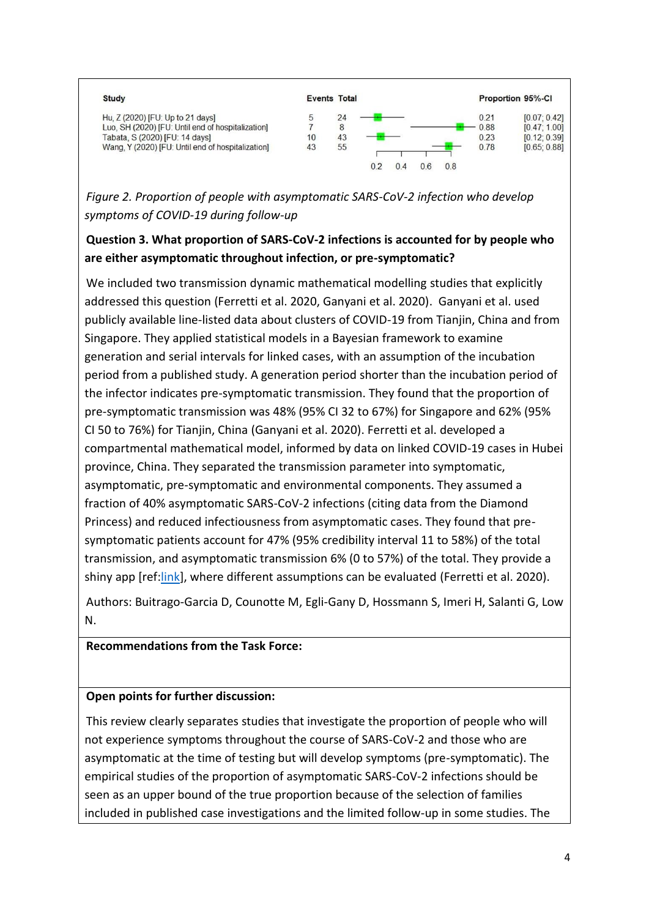Study
Events Total
Proportion 95%-CI

Hu, Z (2020) [FU: Up to 21 days] 5 24 0.21 [0.07; 0.42]
Luo, SH (2020) [FU: Until end of hospitalization] 7 8 0.88 [0.47; 1.00]
Tabata, S (2020) [FU: 14 days] 10 43 0.23 [0.12; 0.39]
Wang, Y (2020) [FU: Until end of hospitalization] 43 55 0.78 [0.65; 0.88]

0.2 0.4 0.6 0.8

*Figure 2. Proportion of people with asymptomatic SARS-CoV-2 infection who develop symptoms of COVID-19 during follow-up*

**Question 3. What proportion of SARS-CoV-2 infections is accounted for by people who are either asymptomatic throughout infection, or pre-symptomatic?**

We included two transmission dynamic mathematical modelling studies that explicitly addressed this question (Ferretti et al. 2020, Ganyani et al. 2020). Ganyani et al. used publicly available line-listed data about clusters of COVID-19 from Tianjin, China and from Singapore. They applied statistical models in a Bayesian framework to examine generation and serial intervals for linked cases, with an assumption of the incubation period from a published study. A generation period shorter than the incubation period of the infector indicates pre-symptomatic transmission. They found that the proportion of pre-symptomatic transmission was 48% (95% CI 32 to 67%) for Singapore and 62% (95% CI 50 to 76%) for Tianjin, China (Ganyani et al. 2020). Ferretti et al. developed a compartmental mathematical model, informed by data on linked COVID-19 cases in Hubei province, China. They separated the transmission parameter into symptomatic, asymptomatic, pre-symptomatic and environmental components. They assumed a fraction of 40% asymptomatic SARS-CoV-2 infections (citing data from the Diamond Princess) and reduced infectiousness from asymptomatic cases. They found that pre-symptomatic patients account for 47% (95% credibility interval 11 to 58%) of the total transmission, and asymptomatic transmission 6% (0 to 57%) of the total. They provide a shiny app [ref:link], where different assumptions can be evaluated (Ferretti et al. 2020).

Authors: Buitrago-Garcia D, Counotte M, Egli-Gany D, Hossmann S, Imeri H, Salanti G, Low N.

**Recommendations from the Task Force:**

**Open points for further discussion:**

This review clearly separates studies that investigate the proportion of people who will not experience symptoms throughout the course of SARS-CoV-2 and those who are asymptomatic at the time of testing but will develop symptoms (pre-symptomatic). The empirical studies of the proportion of asymptomatic SARS-CoV-2 infections should be seen as an upper bound of the true proportion because of the selection of families included in published case investigations and the limited follow-up in some studies. The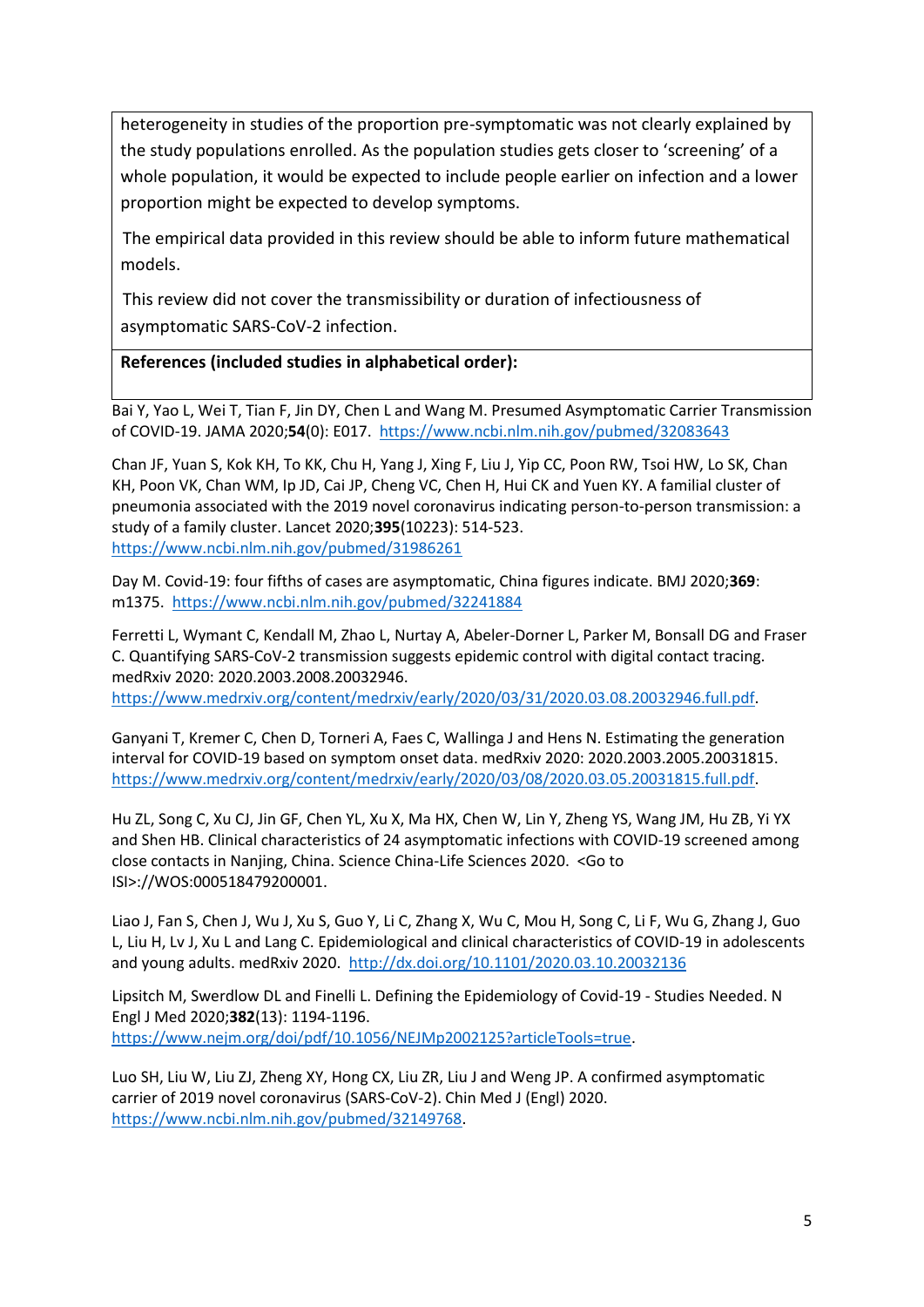heterogeneity in studies of the proportion pre-symptomatic was not clearly explained by the study populations enrolled. As the population studies gets closer to 'screening' of a whole population, it would be expected to include people earlier on infection and a lower proportion might be expected to develop symptoms.

The empirical data provided in this review should be able to inform future mathematical models.

This review did not cover the transmissibility or duration of infectiousness of asymptomatic SARS-CoV-2 infection.

**References (included studies in alphabetical order):**

Bai Y, Yao L, Wei T, Tian F, Jin DY, Chen L and Wang M. Presumed Asymptomatic Carrier Transmission of COVID-19. JAMA 2020;**54**(0): E017. https://www.ncbi.nlm.nih.gov/pubmed/32083643

Chan JF, Yuan S, Kok KH, To KK, Chu H, Yang J, Xing F, Liu J, Yip CC, Poon RW, Tsoi HW, Lo SK, Chan KH, Poon VK, Chan WM, Ip JD, Cai JP, Cheng VC, Chen H, Hui CK and Yuen KY. A familial cluster of pneumonia associated with the 2019 novel coronavirus indicating person-to-person transmission: a study of a family cluster. Lancet 2020;**395**(10223): 514-523. https://www.ncbi.nlm.nih.gov/pubmed/31986261

Day M. Covid-19: four fifths of cases are asymptomatic, China figures indicate. BMJ 2020;**369**: m1375. https://www.ncbi.nlm.nih.gov/pubmed/32241884

Ferretti L, Wymant C, Kendall M, Zhao L, Nurtay A, Abeler-Dorner L, Parker M, Bonsall DG and Fraser C. Quantifying SARS-CoV-2 transmission suggests epidemic control with digital contact tracing. medRxiv 2020: 2020.2003.2008.20032946. https://www.medrxiv.org/content/medrxiv/early/2020/03/31/2020.03.08.20032946.full.pdf.

Ganyani T, Kremer C, Chen D, Torneri A, Faes C, Wallinga J and Hens N. Estimating the generation interval for COVID-19 based on symptom onset data. medRxiv 2020: 2020.2003.2005.20031815. https://www.medrxiv.org/content/medrxiv/early/2020/03/08/2020.03.05.20031815.full.pdf.

Hu ZL, Song C, Xu CJ, Jin GF, Chen YL, Xu X, Ma HX, Chen W, Lin Y, Zheng YS, Wang JM, Hu ZB, Yi YX and Shen HB. Clinical characteristics of 24 asymptomatic infections with COVID-19 screened among close contacts in Nanjing, China. Science China-Life Sciences 2020. <Go to ISI>://WOS:000518479200001.

Liao J, Fan S, Chen J, Wu J, Xu S, Guo Y, Li C, Zhang X, Wu C, Mou H, Song C, Li F, Wu G, Zhang J, Guo L, Liu H, Lv J, Xu L and Lang C. Epidemiological and clinical characteristics of COVID-19 in adolescents and young adults. medRxiv 2020. http://dx.doi.org/10.1101/2020.03.10.20032136

Lipsitch M, Swerdlow DL and Finelli L. Defining the Epidemiology of Covid-19 - Studies Needed. N Engl J Med 2020;**382**(13): 1194-1196. https://www.nejm.org/doi/pdf/10.1056/NEJMp2002125?articleTools=true.

Luo SH, Liu W, Liu ZJ, Zheng XY, Hong CX, Liu ZR, Liu J and Weng JP. A confirmed asymptomatic carrier of 2019 novel coronavirus (SARS-CoV-2). Chin Med J (Engl) 2020. https://www.ncbi.nlm.nih.gov/pubmed/32149768.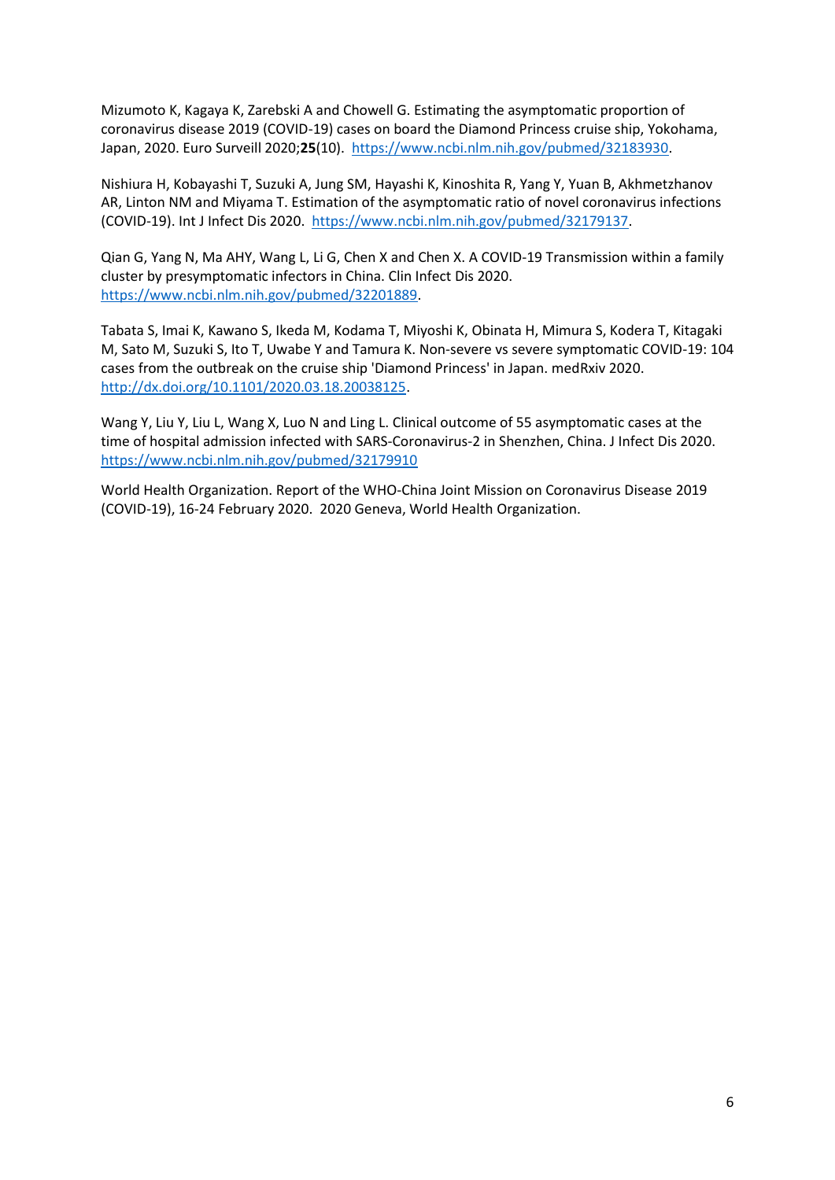Mizumoto K, Kagaya K, Zarebski A and Chowell G. Estimating the asymptomatic proportion of coronavirus disease 2019 (COVID-19) cases on board the Diamond Princess cruise ship, Yokohama, Japan, 2020. Euro Surveill 2020;**25**(10). https://www.ncbi.nlm.nih.gov/pubmed/32183930.

Nishiura H, Kobayashi T, Suzuki A, Jung SM, Hayashi K, Kinoshita R, Yang Y, Yuan B, Akhmetzhanov AR, Linton NM and Miyama T. Estimation of the asymptomatic ratio of novel coronavirus infections (COVID-19). Int J Infect Dis 2020. https://www.ncbi.nlm.nih.gov/pubmed/32179137.

Qian G, Yang N, Ma AHY, Wang L, Li G, Chen X and Chen X. A COVID-19 Transmission within a family cluster by presymptomatic infectors in China. Clin Infect Dis 2020. https://www.ncbi.nlm.nih.gov/pubmed/32201889.

Tabata S, Imai K, Kawano S, Ikeda M, Kodama T, Miyoshi K, Obinata H, Mimura S, Kodera T, Kitagaki M, Sato M, Suzuki S, Ito T, Uwabe Y and Tamura K. Non-severe vs severe symptomatic COVID-19: 104 cases from the outbreak on the cruise ship 'Diamond Princess' in Japan. medRxiv 2020. http://dx.doi.org/10.1101/2020.03.18.20038125.

Wang Y, Liu Y, Liu L, Wang X, Luo N and Ling L. Clinical outcome of 55 asymptomatic cases at the time of hospital admission infected with SARS-Coronavirus-2 in Shenzhen, China. J Infect Dis 2020. https://www.ncbi.nlm.nih.gov/pubmed/32179910

World Health Organization. Report of the WHO-China Joint Mission on Coronavirus Disease 2019 (COVID-19), 16-24 February 2020. 2020 Geneva, World Health Organization.